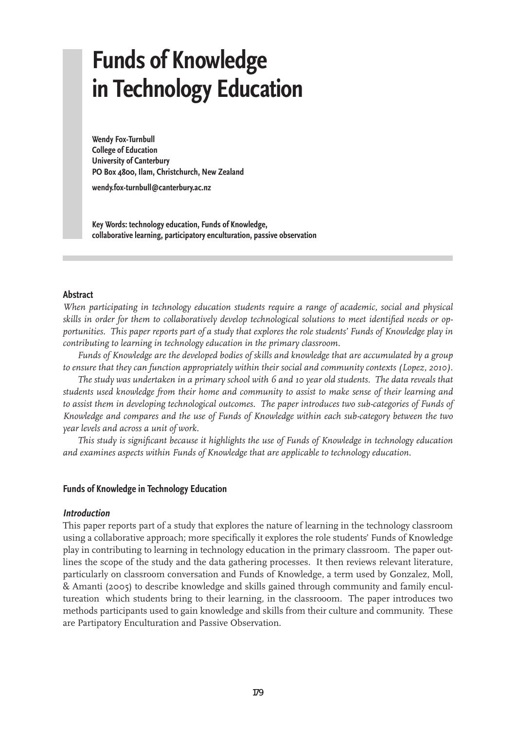# Funds of Knowledge in Technology Education

**Wendy Fox-Turnbull**
**College of Education**
**University of Canterbury**
**PO Box 4800, Ilam, Christchurch, New Zealand**

**wendy.fox-turnbull@canterbury.ac.nz**

**Key Words: technology education, Funds of Knowledge, collaborative learning, participatory enculturation, passive observation**

## Abstract

*When participating in technology education students require a range of academic, social and physical skills in order for them to collaboratively develop technological solutions to meet identified needs or opportunities. This paper reports part of a study that explores the role students' Funds of Knowledge play in contributing to learning in technology education in the primary classroom.*

*Funds of Knowledge are the developed bodies of skills and knowledge that are accumulated by a group to ensure that they can function appropriately within their social and community contexts (Lopez, 2010).*

*The study was undertaken in a primary school with 6 and 10 year old students. The data reveals that students used knowledge from their home and community to assist to make sense of their learning and to assist them in developing technological outcomes. The paper introduces two sub-categories of Funds of Knowledge and compares and the use of Funds of Knowledge within each sub-category between the two year levels and across a unit of work.*

*This study is significant because it highlights the use of Funds of Knowledge in technology education and examines aspects within Funds of Knowledge that are applicable to technology education.*

## Funds of Knowledge in Technology Education

### *Introduction*

This paper reports part of a study that explores the nature of learning in the technology classroom using a collaborative approach; more specifically it explores the role students' Funds of Knowledge play in contributing to learning in technology education in the primary classroom. The paper outlines the scope of the study and the data gathering processes. It then reviews relevant literature, particularly on classroom conversation and Funds of Knowledge, a term used by Gonzalez, Moll, & Amanti (2005) to describe knowledge and skills gained through community and family encultureation which students bring to their learning, in the classrooom. The paper introduces two methods participants used to gain knowledge and skills from their culture and community. These are Partipatory Enculturation and Passive Observation.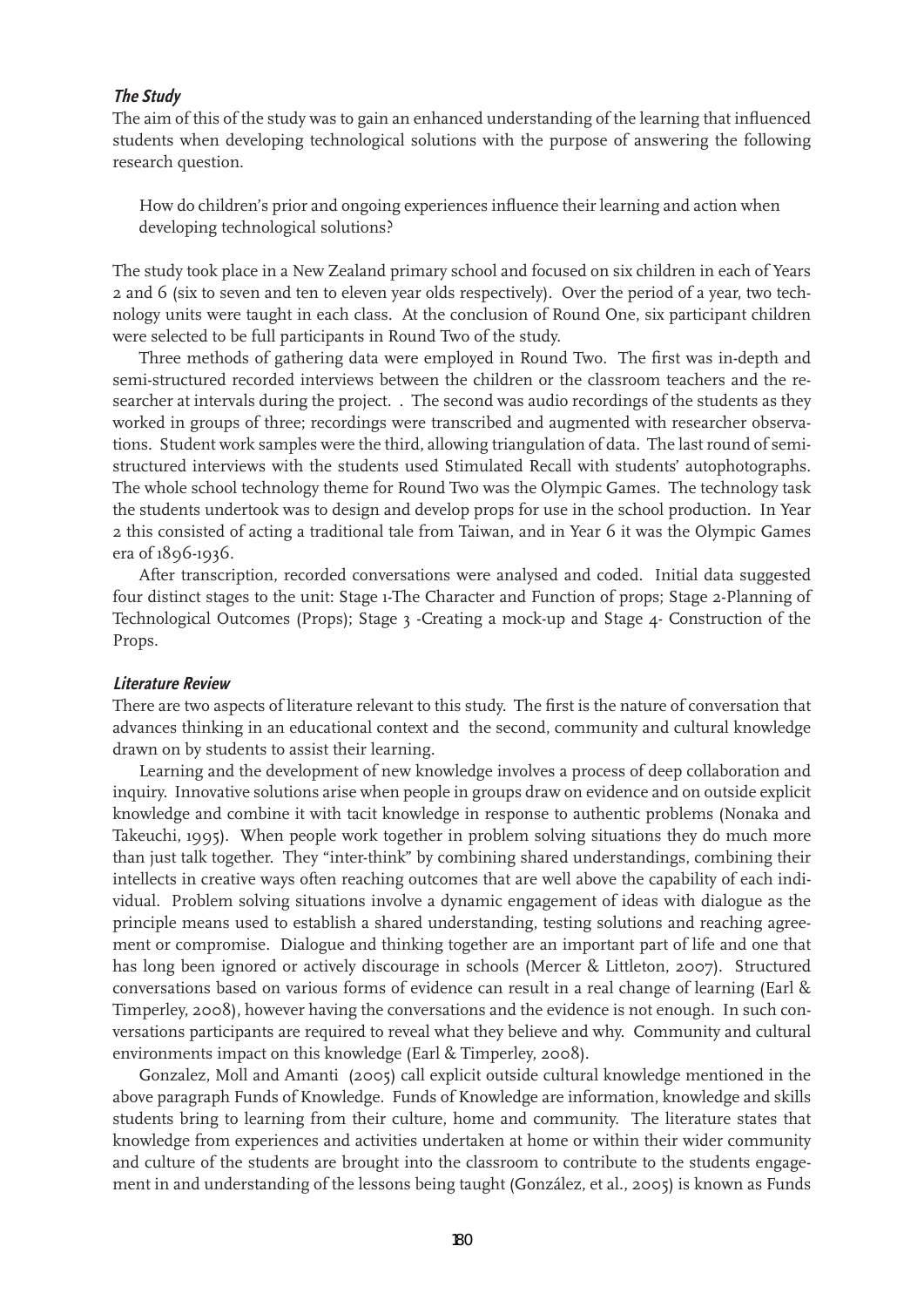### *The Study*

The aim of this of the study was to gain an enhanced understanding of the learning that influenced students when developing technological solutions with the purpose of answering the following research question.

> How do children's prior and ongoing experiences influence their learning and action when developing technological solutions?

The study took place in a New Zealand primary school and focused on six children in each of Years 2 and 6 (six to seven and ten to eleven year olds respectively). Over the period of a year, two technology units were taught in each class. At the conclusion of Round One, six participant children were selected to be full participants in Round Two of the study.

Three methods of gathering data were employed in Round Two. The first was in-depth and semi-structured recorded interviews between the children or the classroom teachers and the researcher at intervals during the project. . The second was audio recordings of the students as they worked in groups of three; recordings were transcribed and augmented with researcher observations. Student work samples were the third, allowing triangulation of data. The last round of semi-structured interviews with the students used Stimulated Recall with students' autophotographs. The whole school technology theme for Round Two was the Olympic Games. The technology task the students undertook was to design and develop props for use in the school production. In Year 2 this consisted of acting a traditional tale from Taiwan, and in Year 6 it was the Olympic Games era of 1896-1936.

After transcription, recorded conversations were analysed and coded. Initial data suggested four distinct stages to the unit: Stage 1-The Character and Function of props; Stage 2-Planning of Technological Outcomes (Props); Stage 3 -Creating a mock-up and Stage 4- Construction of the Props.

### *Literature Review*

There are two aspects of literature relevant to this study. The first is the nature of conversation that advances thinking in an educational context and the second, community and cultural knowledge drawn on by students to assist their learning.

Learning and the development of new knowledge involves a process of deep collaboration and inquiry. Innovative solutions arise when people in groups draw on evidence and on outside explicit knowledge and combine it with tacit knowledge in response to authentic problems (Nonaka and Takeuchi, 1995). When people work together in problem solving situations they do much more than just talk together. They "inter-think" by combining shared understandings, combining their intellects in creative ways often reaching outcomes that are well above the capability of each individual. Problem solving situations involve a dynamic engagement of ideas with dialogue as the principle means used to establish a shared understanding, testing solutions and reaching agreement or compromise. Dialogue and thinking together are an important part of life and one that has long been ignored or actively discourage in schools (Mercer & Littleton, 2007). Structured conversations based on various forms of evidence can result in a real change of learning (Earl & Timperley, 2008), however having the conversations and the evidence is not enough. In such conversations participants are required to reveal what they believe and why. Community and cultural environments impact on this knowledge (Earl & Timperley, 2008).

Gonzalez, Moll and Amanti (2005) call explicit outside cultural knowledge mentioned in the above paragraph Funds of Knowledge. Funds of Knowledge are information, knowledge and skills students bring to learning from their culture, home and community. The literature states that knowledge from experiences and activities undertaken at home or within their wider community and culture of the students are brought into the classroom to contribute to the students engagement in and understanding of the lessons being taught (González, et al., 2005) is known as Funds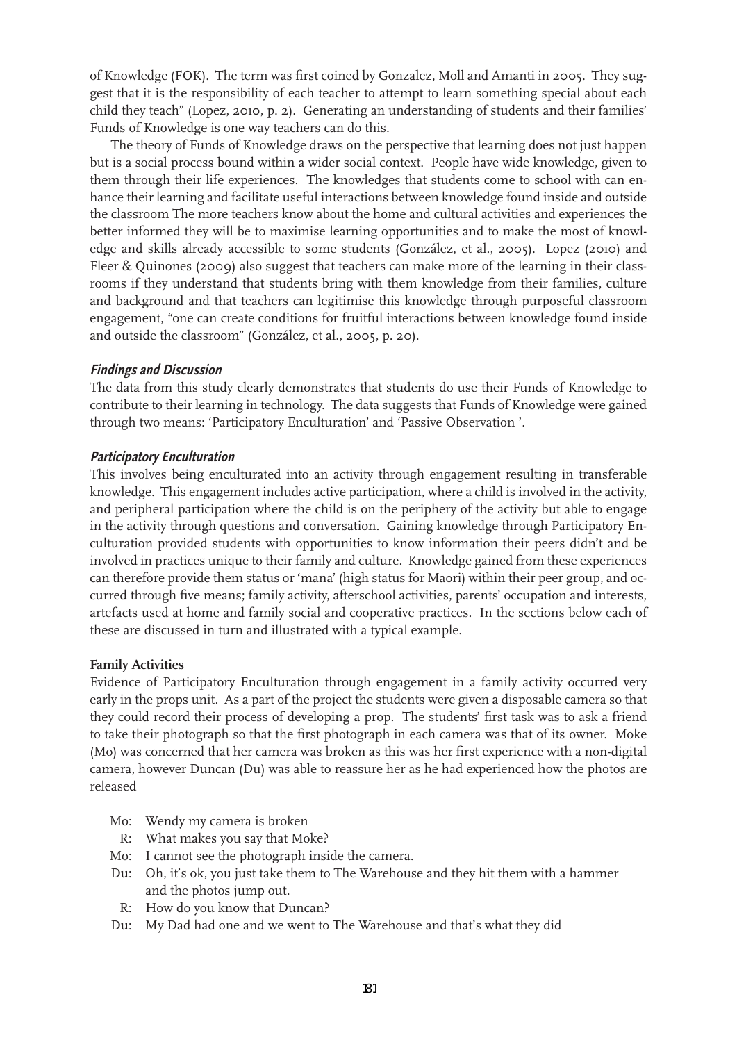of Knowledge (FOK). The term was first coined by Gonzalez, Moll and Amanti in 2005. They suggest that it is the responsibility of each teacher to attempt to learn something special about each child they teach" (Lopez, 2010, p. 2). Generating an understanding of students and their families' Funds of Knowledge is one way teachers can do this.

The theory of Funds of Knowledge draws on the perspective that learning does not just happen but is a social process bound within a wider social context. People have wide knowledge, given to them through their life experiences. The knowledges that students come to school with can enhance their learning and facilitate useful interactions between knowledge found inside and outside the classroom The more teachers know about the home and cultural activities and experiences the better informed they will be to maximise learning opportunities and to make the most of knowledge and skills already accessible to some students (González, et al., 2005). Lopez (2010) and Fleer & Quinones (2009) also suggest that teachers can make more of the learning in their classrooms if they understand that students bring with them knowledge from their families, culture and background and that teachers can legitimise this knowledge through purposeful classroom engagement, "one can create conditions for fruitful interactions between knowledge found inside and outside the classroom" (González, et al., 2005, p. 20).

### *Findings and Discussion*

The data from this study clearly demonstrates that students do use their Funds of Knowledge to contribute to their learning in technology. The data suggests that Funds of Knowledge were gained through two means: 'Participatory Enculturation' and 'Passive Observation '.

### *Participatory Enculturation*

This involves being enculturated into an activity through engagement resulting in transferable knowledge. This engagement includes active participation, where a child is involved in the activity, and peripheral participation where the child is on the periphery of the activity but able to engage in the activity through questions and conversation. Gaining knowledge through Participatory Enculturation provided students with opportunities to know information their peers didn't and be involved in practices unique to their family and culture. Knowledge gained from these experiences can therefore provide them status or 'mana' (high status for Maori) within their peer group, and occurred through five means; family activity, afterschool activities, parents' occupation and interests, artefacts used at home and family social and cooperative practices. In the sections below each of these are discussed in turn and illustrated with a typical example.

#### **Family Activities**

Evidence of Participatory Enculturation through engagement in a family activity occurred very early in the props unit. As a part of the project the students were given a disposable camera so that they could record their process of developing a prop. The students' first task was to ask a friend to take their photograph so that the first photograph in each camera was that of its owner. Moke (Mo) was concerned that her camera was broken as this was her first experience with a non-digital camera, however Duncan (Du) was able to reassure her as he had experienced how the photos are released

Mo: Wendy my camera is broken
R: What makes you say that Moke?
Mo: I cannot see the photograph inside the camera.
Du: Oh, it's ok, you just take them to The Warehouse and they hit them with a hammer and the photos jump out.
R: How do you know that Duncan?
Du: My Dad had one and we went to The Warehouse and that's what they did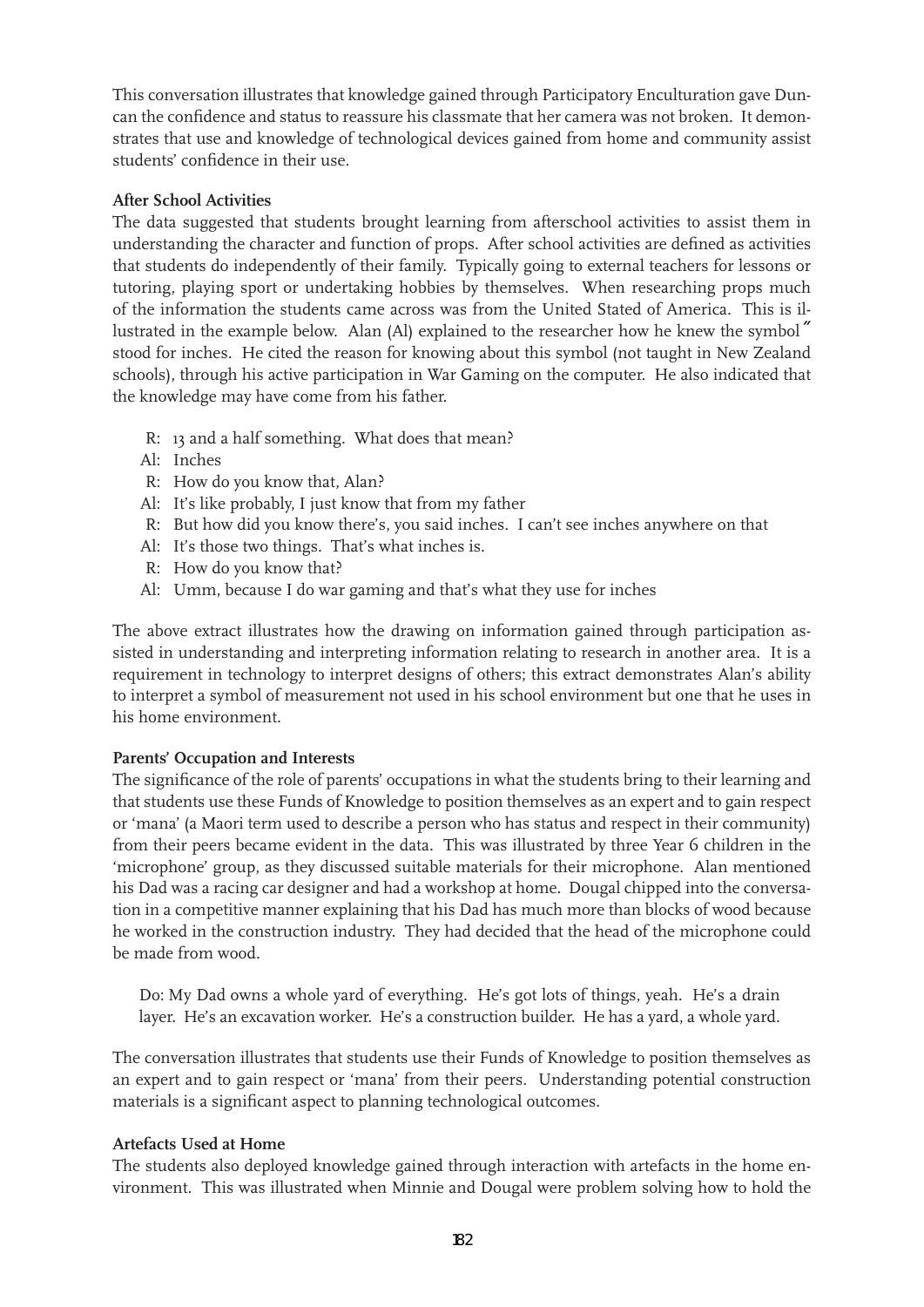This conversation illustrates that knowledge gained through Participatory Enculturation gave Duncan the confidence and status to reassure his classmate that her camera was not broken. It demonstrates that use and knowledge of technological devices gained from home and community assist students' confidence in their use.

**After School Activities**

The data suggested that students brought learning from afterschool activities to assist them in understanding the character and function of props. After school activities are defined as activities that students do independently of their family. Typically going to external teachers for lessons or tutoring, playing sport or undertaking hobbies by themselves. When researching props much of the information the students came across was from the United Stated of America. This is illustrated in the example below. Alan (Al) explained to the researcher how he knew the symbol ″ stood for inches. He cited the reason for knowing about this symbol (not taught in New Zealand schools), through his active participation in War Gaming on the computer. He also indicated that the knowledge may have come from his father.

R: 13 and a half something. What does that mean?
Al: Inches
R: How do you know that, Alan?
Al: It's like probably, I just know that from my father
R: But how did you know there's, you said inches. I can't see inches anywhere on that
Al: It's those two things. That's what inches is.
R: How do you know that?
Al: Umm, because I do war gaming and that's what they use for inches

The above extract illustrates how the drawing on information gained through participation assisted in understanding and interpreting information relating to research in another area. It is a requirement in technology to interpret designs of others; this extract demonstrates Alan's ability to interpret a symbol of measurement not used in his school environment but one that he uses in his home environment.

**Parents' Occupation and Interests**

The significance of the role of parents' occupations in what the students bring to their learning and that students use these Funds of Knowledge to position themselves as an expert and to gain respect or 'mana' (a Maori term used to describe a person who has status and respect in their community) from their peers became evident in the data. This was illustrated by three Year 6 children in the 'microphone' group, as they discussed suitable materials for their microphone. Alan mentioned his Dad was a racing car designer and had a workshop at home. Dougal chipped into the conversation in a competitive manner explaining that his Dad has much more than blocks of wood because he worked in the construction industry. They had decided that the head of the microphone could be made from wood.

Do: My Dad owns a whole yard of everything. He's got lots of things, yeah. He's a drain layer. He's an excavation worker. He's a construction builder. He has a yard, a whole yard.

The conversation illustrates that students use their Funds of Knowledge to position themselves as an expert and to gain respect or 'mana' from their peers. Understanding potential construction materials is a significant aspect to planning technological outcomes.

**Artefacts Used at Home**

The students also deployed knowledge gained through interaction with artefacts in the home environment. This was illustrated when Minnie and Dougal were problem solving how to hold the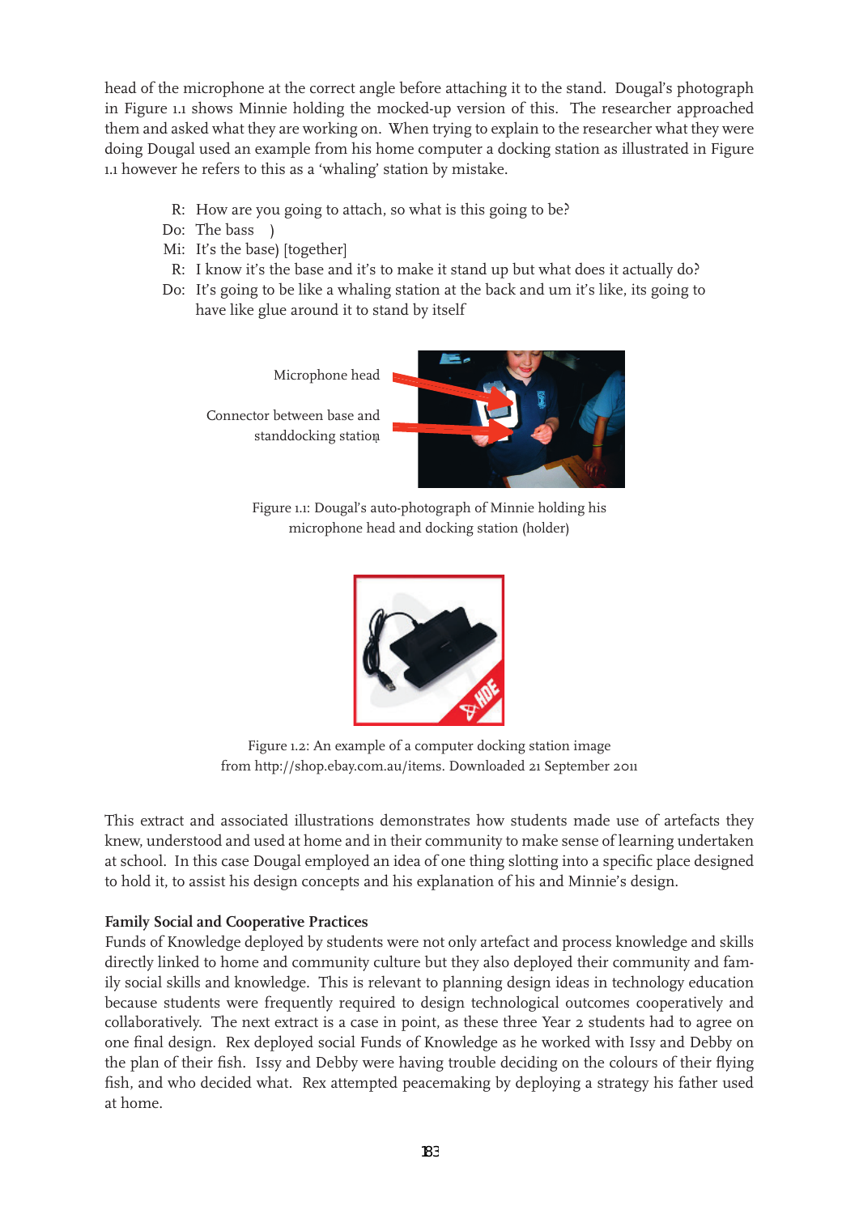head of the microphone at the correct angle before attaching it to the stand. Dougal's photograph in Figure 1.1 shows Minnie holding the mocked-up version of this. The researcher approached them and asked what they are working on. When trying to explain to the researcher what they were doing Dougal used an example from his home computer a docking station as illustrated in Figure 1.1 however he refers to this as a 'whaling' station by mistake.

R: How are you going to attach, so what is this going to be?
Do: The bass )
Mi: It's the base) [together]
R: I know it's the base and it's to make it stand up but what does it actually do?
Do: It's going to be like a whaling station at the back and um it's like, its going to have like glue around it to stand by itself

Microphone head

Connector between base and standdocking station

Figure 1.1: Dougal's auto-photograph of Minnie holding his microphone head and docking station (holder)

Figure 1.2: An example of a computer docking station image from http://shop.ebay.com.au/items. Downloaded 21 September 2011

This extract and associated illustrations demonstrates how students made use of artefacts they knew, understood and used at home and in their community to make sense of learning undertaken at school. In this case Dougal employed an idea of one thing slotting into a specific place designed to hold it, to assist his design concepts and his explanation of his and Minnie's design.

**Family Social and Cooperative Practices**

Funds of Knowledge deployed by students were not only artefact and process knowledge and skills directly linked to home and community culture but they also deployed their community and family social skills and knowledge. This is relevant to planning design ideas in technology education because students were frequently required to design technological outcomes cooperatively and collaboratively. The next extract is a case in point, as these three Year 2 students had to agree on one final design. Rex deployed social Funds of Knowledge as he worked with Issy and Debby on the plan of their fish. Issy and Debby were having trouble deciding on the colours of their flying fish, and who decided what. Rex attempted peacemaking by deploying a strategy his father used at home.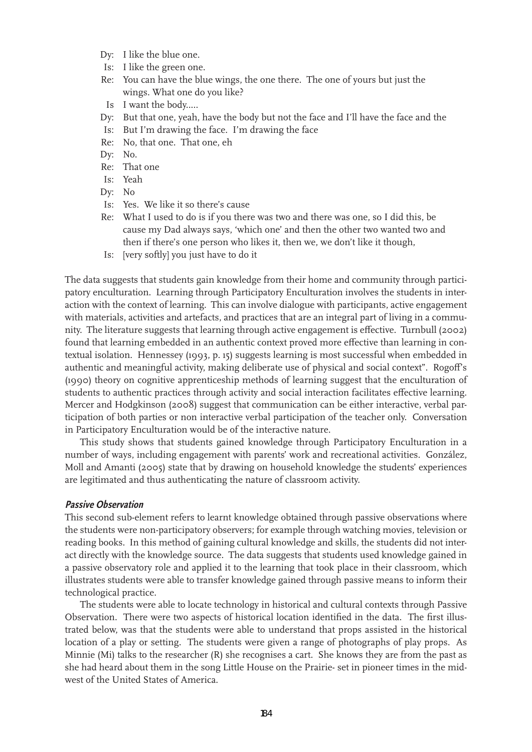Dy: I like the blue one.
Is: I like the green one.
Re: You can have the blue wings, the one there. The one of yours but just the wings. What one do you like?
Is I want the body.....
Dy: But that one, yeah, have the body but not the face and I'll have the face and the
Is: But I'm drawing the face. I'm drawing the face
Re: No, that one. That one, eh
Dy: No.
Re: That one
Is: Yeah
Dy: No
Is: Yes. We like it so there's cause
Re: What I used to do is if you there was two and there was one, so I did this, be cause my Dad always says, 'which one' and then the other two wanted two and then if there's one person who likes it, then we, we don't like it though,
Is: [very softly] you just have to do it

The data suggests that students gain knowledge from their home and community through participatory enculturation. Learning through Participatory Enculturation involves the students in interaction with the context of learning. This can involve dialogue with participants, active engagement with materials, activities and artefacts, and practices that are an integral part of living in a community. The literature suggests that learning through active engagement is effective. Turnbull (2002) found that learning embedded in an authentic context proved more effective than learning in contextual isolation. Hennessey (1993, p. 15) suggests learning is most successful when embedded in authentic and meaningful activity, making deliberate use of physical and social context". Rogoff's (1990) theory on cognitive apprenticeship methods of learning suggest that the enculturation of students to authentic practices through activity and social interaction facilitates effective learning. Mercer and Hodgkinson (2008) suggest that communication can be either interactive, verbal participation of both parties or non interactive verbal participation of the teacher only. Conversation in Participatory Enculturation would be of the interactive nature.

This study shows that students gained knowledge through Participatory Enculturation in a number of ways, including engagement with parents' work and recreational activities. González, Moll and Amanti (2005) state that by drawing on household knowledge the students' experiences are legitimated and thus authenticating the nature of classroom activity.

### *Passive Observation*

This second sub-element refers to learnt knowledge obtained through passive observations where the students were non-participatory observers; for example through watching movies, television or reading books. In this method of gaining cultural knowledge and skills, the students did not interact directly with the knowledge source. The data suggests that students used knowledge gained in a passive observatory role and applied it to the learning that took place in their classroom, which illustrates students were able to transfer knowledge gained through passive means to inform their technological practice.

The students were able to locate technology in historical and cultural contexts through Passive Observation. There were two aspects of historical location identified in the data. The first illustrated below, was that the students were able to understand that props assisted in the historical location of a play or setting. The students were given a range of photographs of play props. As Minnie (Mi) talks to the researcher (R) she recognises a cart. She knows they are from the past as she had heard about them in the song Little House on the Prairie- set in pioneer times in the midwest of the United States of America.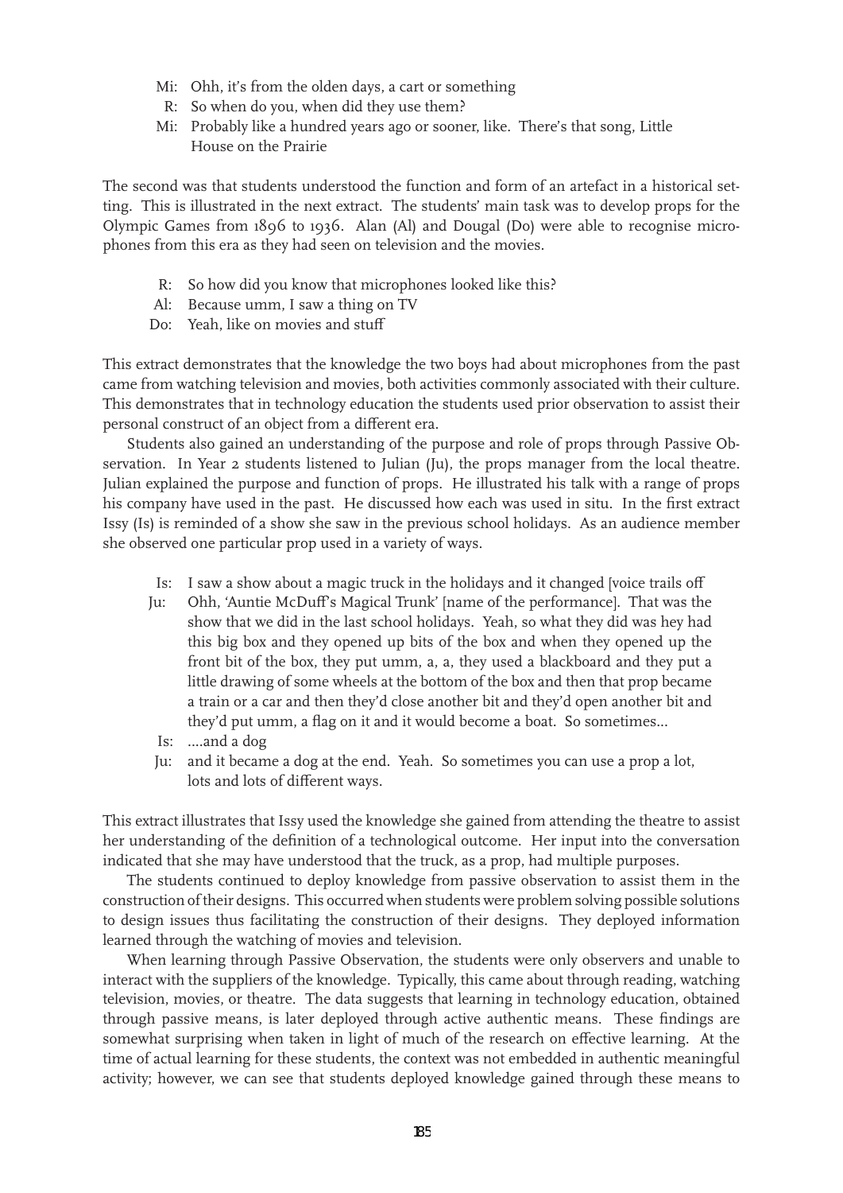Mi: Ohh, it's from the olden days, a cart or something

R: So when do you, when did they use them?

Mi: Probably like a hundred years ago or sooner, like. There's that song, Little House on the Prairie

The second was that students understood the function and form of an artefact in a historical setting. This is illustrated in the next extract. The students' main task was to develop props for the Olympic Games from 1896 to 1936. Alan (Al) and Dougal (Do) were able to recognise microphones from this era as they had seen on television and the movies.

R: So how did you know that microphones looked like this?

Al: Because umm, I saw a thing on TV

Do: Yeah, like on movies and stuff

This extract demonstrates that the knowledge the two boys had about microphones from the past came from watching television and movies, both activities commonly associated with their culture. This demonstrates that in technology education the students used prior observation to assist their personal construct of an object from a different era.

Students also gained an understanding of the purpose and role of props through Passive Observation. In Year 2 students listened to Julian (Ju), the props manager from the local theatre. Julian explained the purpose and function of props. He illustrated his talk with a range of props his company have used in the past. He discussed how each was used in situ. In the first extract Issy (Is) is reminded of a show she saw in the previous school holidays. As an audience member she observed one particular prop used in a variety of ways.

Is: I saw a show about a magic truck in the holidays and it changed [voice trails off

Ju: Ohh, 'Auntie McDuff's Magical Trunk' [name of the performance]. That was the show that we did in the last school holidays. Yeah, so what they did was hey had this big box and they opened up bits of the box and when they opened up the front bit of the box, they put umm, a, a, they used a blackboard and they put a little drawing of some wheels at the bottom of the box and then that prop became a train or a car and then they'd close another bit and they'd open another bit and they'd put umm, a flag on it and it would become a boat. So sometimes...

Is: ....and a dog

Ju: and it became a dog at the end. Yeah. So sometimes you can use a prop a lot, lots and lots of different ways.

This extract illustrates that Issy used the knowledge she gained from attending the theatre to assist her understanding of the definition of a technological outcome. Her input into the conversation indicated that she may have understood that the truck, as a prop, had multiple purposes.

The students continued to deploy knowledge from passive observation to assist them in the construction of their designs. This occurred when students were problem solving possible solutions to design issues thus facilitating the construction of their designs. They deployed information learned through the watching of movies and television.

When learning through Passive Observation, the students were only observers and unable to interact with the suppliers of the knowledge. Typically, this came about through reading, watching television, movies, or theatre. The data suggests that learning in technology education, obtained through passive means, is later deployed through active authentic means. These findings are somewhat surprising when taken in light of much of the research on effective learning. At the time of actual learning for these students, the context was not embedded in authentic meaningful activity; however, we can see that students deployed knowledge gained through these means to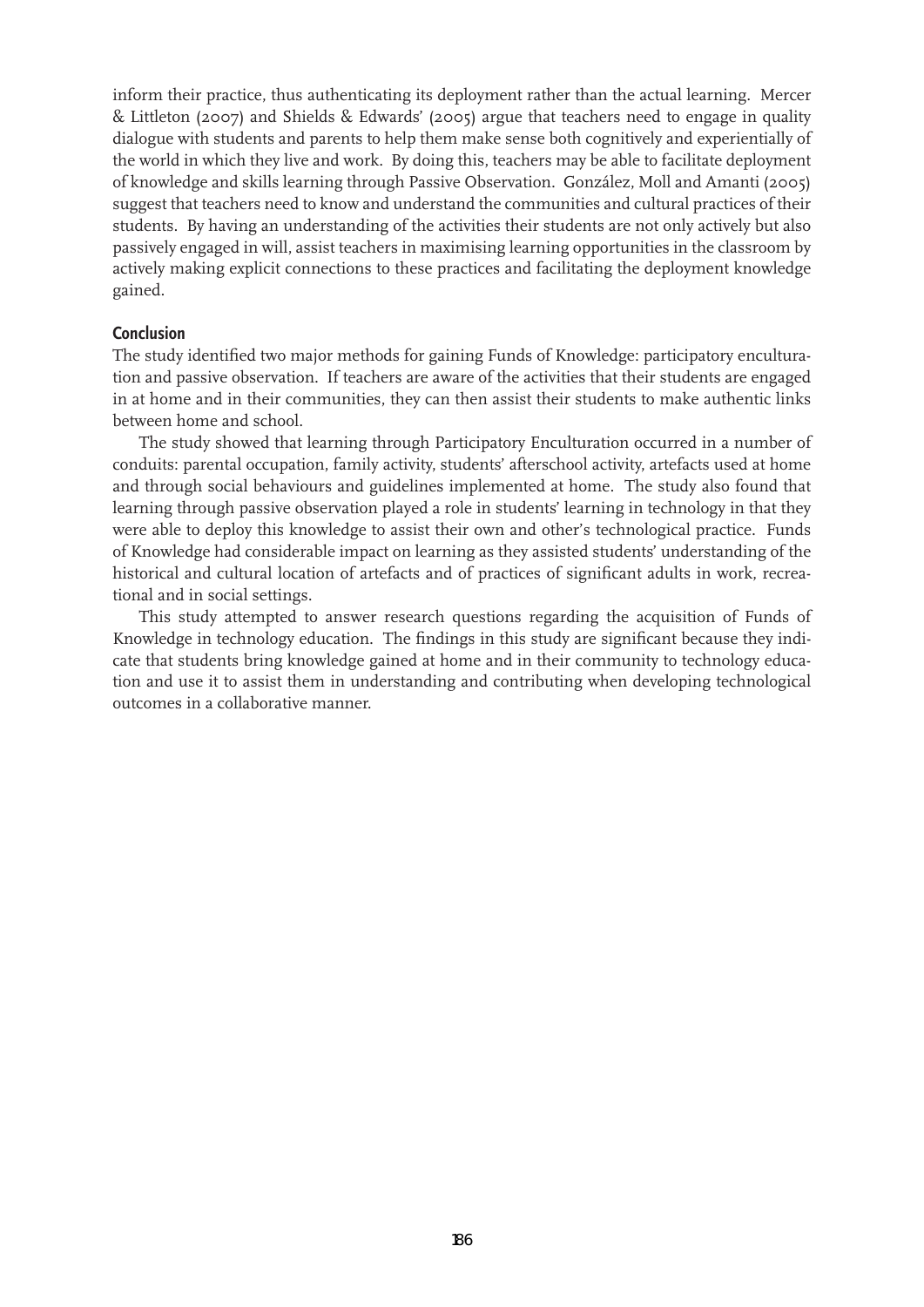inform their practice, thus authenticating its deployment rather than the actual learning. Mercer & Littleton (2007) and Shields & Edwards' (2005) argue that teachers need to engage in quality dialogue with students and parents to help them make sense both cognitively and experientially of the world in which they live and work. By doing this, teachers may be able to facilitate deployment of knowledge and skills learning through Passive Observation. González, Moll and Amanti (2005) suggest that teachers need to know and understand the communities and cultural practices of their students. By having an understanding of the activities their students are not only actively but also passively engaged in will, assist teachers in maximising learning opportunities in the classroom by actively making explicit connections to these practices and facilitating the deployment knowledge gained.

## Conclusion

The study identified two major methods for gaining Funds of Knowledge: participatory enculturation and passive observation. If teachers are aware of the activities that their students are engaged in at home and in their communities, they can then assist their students to make authentic links between home and school.

The study showed that learning through Participatory Enculturation occurred in a number of conduits: parental occupation, family activity, students' afterschool activity, artefacts used at home and through social behaviours and guidelines implemented at home. The study also found that learning through passive observation played a role in students' learning in technology in that they were able to deploy this knowledge to assist their own and other's technological practice. Funds of Knowledge had considerable impact on learning as they assisted students' understanding of the historical and cultural location of artefacts and of practices of significant adults in work, recreational and in social settings.

This study attempted to answer research questions regarding the acquisition of Funds of Knowledge in technology education. The findings in this study are significant because they indicate that students bring knowledge gained at home and in their community to technology education and use it to assist them in understanding and contributing when developing technological outcomes in a collaborative manner.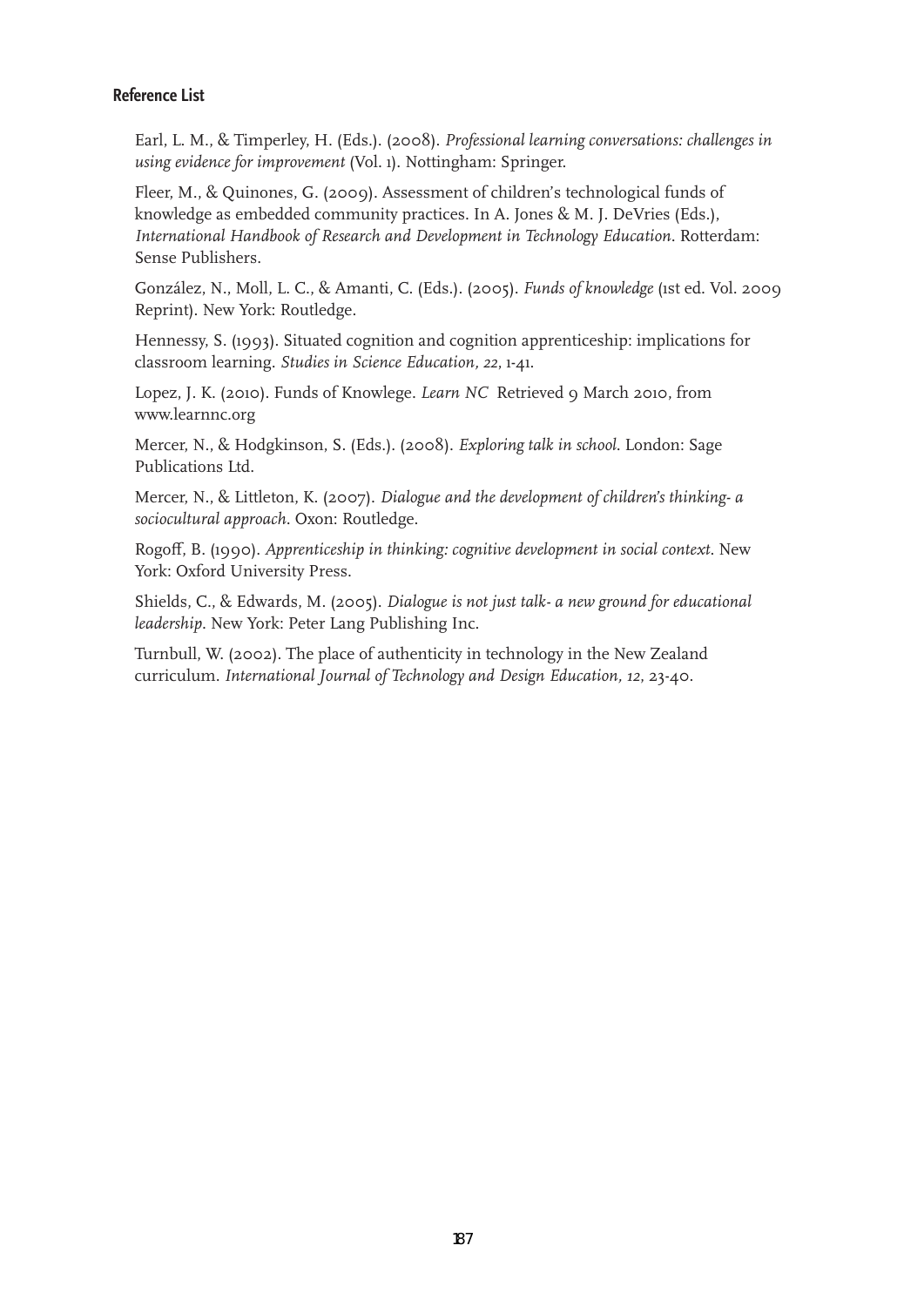## Reference List

Earl, L. M., & Timperley, H. (Eds.). (2008). *Professional learning conversations: challenges in using evidence for improvement* (Vol. 1). Nottingham: Springer.

Fleer, M., & Quinones, G. (2009). Assessment of children's technological funds of knowledge as embedded community practices. In A. Jones & M. J. DeVries (Eds.), *International Handbook of Research and Development in Technology Education*. Rotterdam: Sense Publishers.

González, N., Moll, L. C., & Amanti, C. (Eds.). (2005). *Funds of knowledge* (1st ed. Vol. 2009 Reprint). New York: Routledge.

Hennessy, S. (1993). Situated cognition and cognition apprenticeship: implications for classroom learning. *Studies in Science Education, 22*, 1-41.

Lopez, J. K. (2010). Funds of Knowlege. *Learn NC* Retrieved 9 March 2010, from www.learnnc.org

Mercer, N., & Hodgkinson, S. (Eds.). (2008). *Exploring talk in school*. London: Sage Publications Ltd.

Mercer, N., & Littleton, K. (2007). *Dialogue and the development of children's thinking- a sociocultural approach*. Oxon: Routledge.

Rogoff, B. (1990). *Apprenticeship in thinking: cognitive development in social context*. New York: Oxford University Press.

Shields, C., & Edwards, M. (2005). *Dialogue is not just talk- a new ground for educational leadership*. New York: Peter Lang Publishing Inc.

Turnbull, W. (2002). The place of authenticity in technology in the New Zealand curriculum. *International Journal of Technology and Design Education, 12*, 23-40.